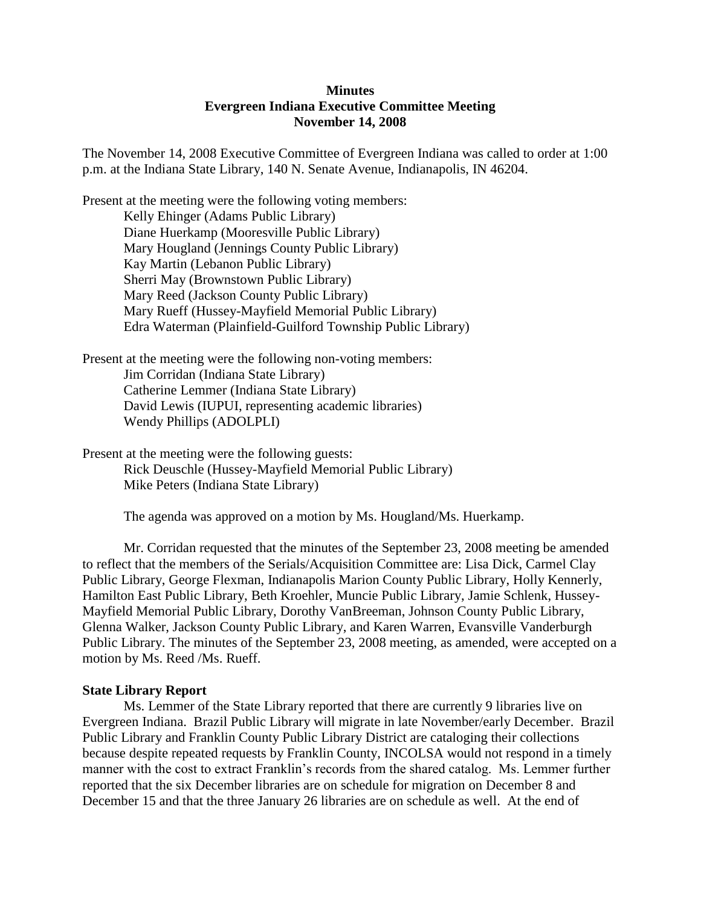**Minutes**
**Evergreen Indiana Executive Committee Meeting**
**November 14, 2008**

The November 14, 2008 Executive Committee of Evergreen Indiana was called to order at 1:00 p.m. at the Indiana State Library, 140 N. Senate Avenue, Indianapolis, IN 46204.

Present at the meeting were the following voting members:

Kelly Ehinger (Adams Public Library)
Diane Huerkamp (Mooresville Public Library)
Mary Hougland (Jennings County Public Library)
Kay Martin (Lebanon Public Library)
Sherri May (Brownstown Public Library)
Mary Reed (Jackson County Public Library)
Mary Rueff (Hussey-Mayfield Memorial Public Library)
Edra Waterman (Plainfield-Guilford Township Public Library)

Present at the meeting were the following non-voting members:

Jim Corridan (Indiana State Library)
Catherine Lemmer (Indiana State Library)
David Lewis (IUPUI, representing academic libraries)
Wendy Phillips (ADOLPLI)

Present at the meeting were the following guests:

Rick Deuschle (Hussey-Mayfield Memorial Public Library)
Mike Peters (Indiana State Library)

The agenda was approved on a motion by Ms. Hougland/Ms. Huerkamp.

Mr. Corridan requested that the minutes of the September 23, 2008 meeting be amended to reflect that the members of the Serials/Acquisition Committee are: Lisa Dick, Carmel Clay Public Library, George Flexman, Indianapolis Marion County Public Library, Holly Kennerly, Hamilton East Public Library, Beth Kroehler, Muncie Public Library, Jamie Schlenk, Hussey-Mayfield Memorial Public Library, Dorothy VanBreeman, Johnson County Public Library, Glenna Walker, Jackson County Public Library, and Karen Warren, Evansville Vanderburgh Public Library. The minutes of the September 23, 2008 meeting, as amended, were accepted on a motion by Ms. Reed /Ms. Rueff.

**State Library Report**

Ms. Lemmer of the State Library reported that there are currently 9 libraries live on Evergreen Indiana. Brazil Public Library will migrate in late November/early December. Brazil Public Library and Franklin County Public Library District are cataloging their collections because despite repeated requests by Franklin County, INCOLSA would not respond in a timely manner with the cost to extract Franklin's records from the shared catalog. Ms. Lemmer further reported that the six December libraries are on schedule for migration on December 8 and December 15 and that the three January 26 libraries are on schedule as well. At the end of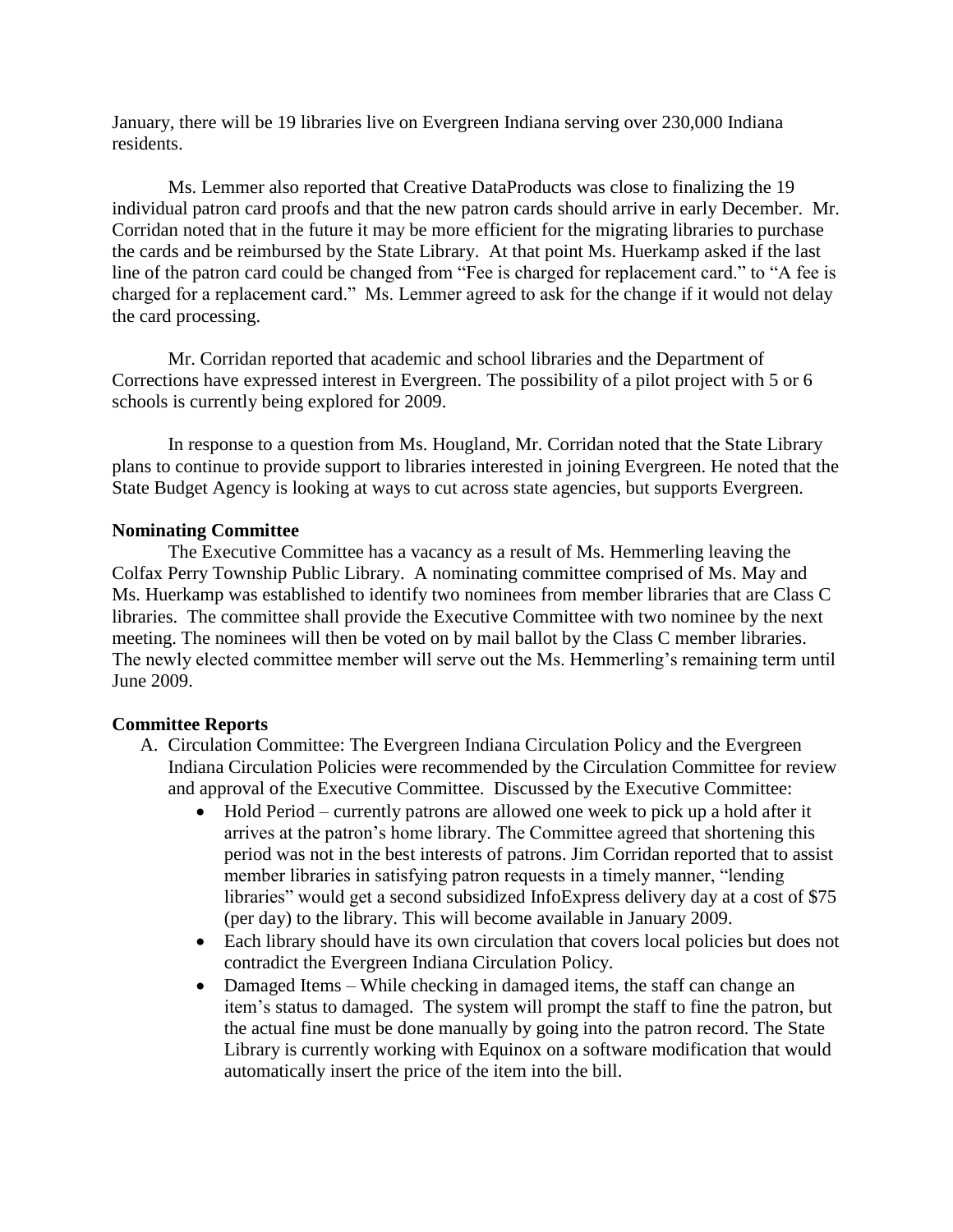January, there will be 19 libraries live on Evergreen Indiana serving over 230,000 Indiana residents.

Ms. Lemmer also reported that Creative DataProducts was close to finalizing the 19 individual patron card proofs and that the new patron cards should arrive in early December. Mr. Corridan noted that in the future it may be more efficient for the migrating libraries to purchase the cards and be reimbursed by the State Library. At that point Ms. Huerkamp asked if the last line of the patron card could be changed from "Fee is charged for replacement card." to "A fee is charged for a replacement card." Ms. Lemmer agreed to ask for the change if it would not delay the card processing.

Mr. Corridan reported that academic and school libraries and the Department of Corrections have expressed interest in Evergreen. The possibility of a pilot project with 5 or 6 schools is currently being explored for 2009.

In response to a question from Ms. Hougland, Mr. Corridan noted that the State Library plans to continue to provide support to libraries interested in joining Evergreen. He noted that the State Budget Agency is looking at ways to cut across state agencies, but supports Evergreen.

**Nominating Committee**

The Executive Committee has a vacancy as a result of Ms. Hemmerling leaving the Colfax Perry Township Public Library. A nominating committee comprised of Ms. May and Ms. Huerkamp was established to identify two nominees from member libraries that are Class C libraries. The committee shall provide the Executive Committee with two nominee by the next meeting. The nominees will then be voted on by mail ballot by the Class C member libraries. The newly elected committee member will serve out the Ms. Hemmerling's remaining term until June 2009.

**Committee Reports**

A. Circulation Committee: The Evergreen Indiana Circulation Policy and the Evergreen Indiana Circulation Policies were recommended by the Circulation Committee for review and approval of the Executive Committee. Discussed by the Executive Committee:
    - Hold Period – currently patrons are allowed one week to pick up a hold after it arrives at the patron's home library. The Committee agreed that shortening this period was not in the best interests of patrons. Jim Corridan reported that to assist member libraries in satisfying patron requests in a timely manner, "lending libraries" would get a second subsidized InfoExpress delivery day at a cost of $75 (per day) to the library. This will become available in January 2009.
    - Each library should have its own circulation that covers local policies but does not contradict the Evergreen Indiana Circulation Policy.
    - Damaged Items – While checking in damaged items, the staff can change an item's status to damaged. The system will prompt the staff to fine the patron, but the actual fine must be done manually by going into the patron record. The State Library is currently working with Equinox on a software modification that would automatically insert the price of the item into the bill.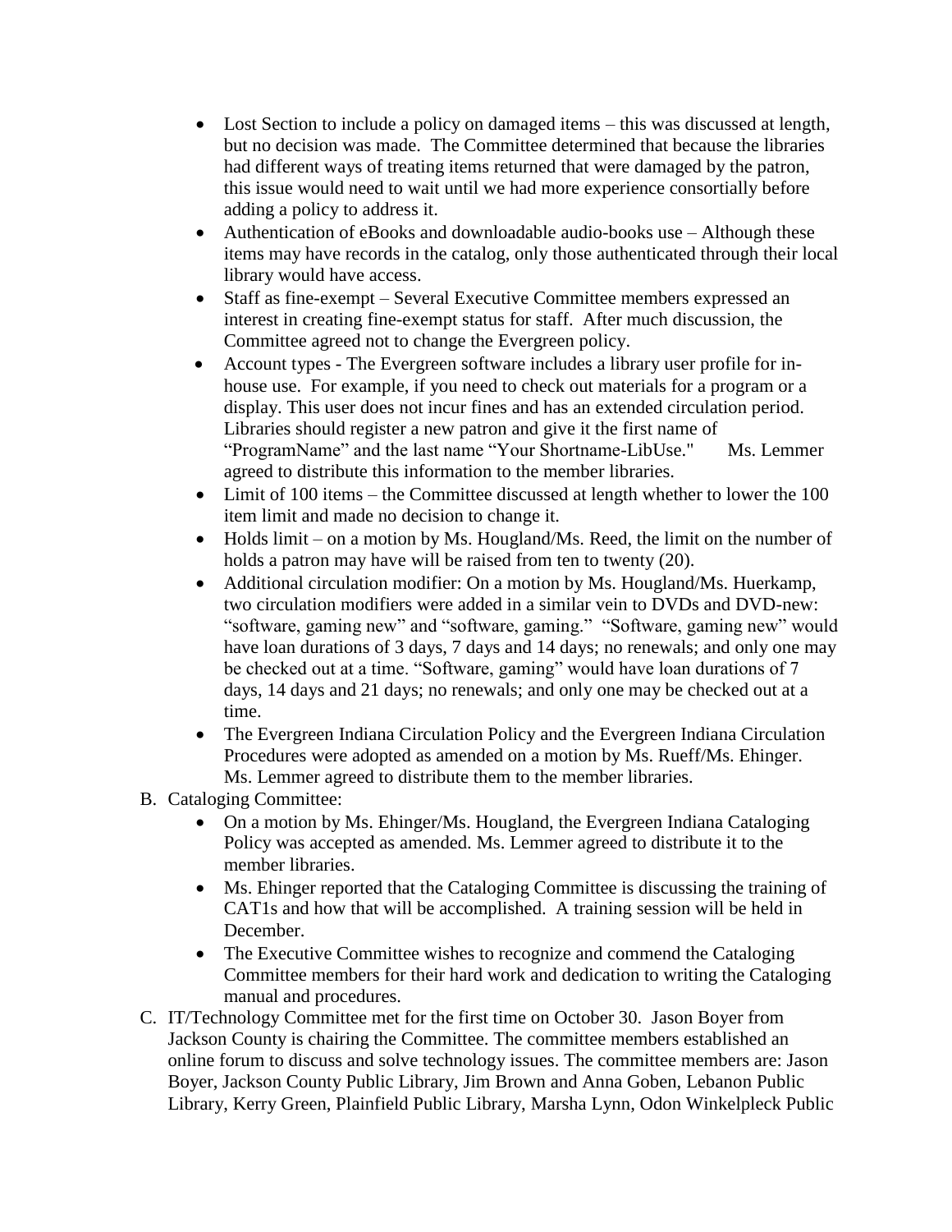- Lost Section to include a policy on damaged items – this was discussed at length, but no decision was made. The Committee determined that because the libraries had different ways of treating items returned that were damaged by the patron, this issue would need to wait until we had more experience consortially before adding a policy to address it.
- Authentication of eBooks and downloadable audio-books use – Although these items may have records in the catalog, only those authenticated through their local library would have access.
- Staff as fine-exempt – Several Executive Committee members expressed an interest in creating fine-exempt status for staff. After much discussion, the Committee agreed not to change the Evergreen policy.
- Account types - The Evergreen software includes a library user profile for in-house use. For example, if you need to check out materials for a program or a display. This user does not incur fines and has an extended circulation period. Libraries should register a new patron and give it the first name of "ProgramName" and the last name "Your Shortname-LibUse." Ms. Lemmer agreed to distribute this information to the member libraries.
- Limit of 100 items – the Committee discussed at length whether to lower the 100 item limit and made no decision to change it.
- Holds limit – on a motion by Ms. Hougland/Ms. Reed, the limit on the number of holds a patron may have will be raised from ten to twenty (20).
- Additional circulation modifier: On a motion by Ms. Hougland/Ms. Huerkamp, two circulation modifiers were added in a similar vein to DVDs and DVD-new: "software, gaming new" and "software, gaming." "Software, gaming new" would have loan durations of 3 days, 7 days and 14 days; no renewals; and only one may be checked out at a time. "Software, gaming" would have loan durations of 7 days, 14 days and 21 days; no renewals; and only one may be checked out at a time.
- The Evergreen Indiana Circulation Policy and the Evergreen Indiana Circulation Procedures were adopted as amended on a motion by Ms. Rueff/Ms. Ehinger. Ms. Lemmer agreed to distribute them to the member libraries.

B. Cataloging Committee:

- On a motion by Ms. Ehinger/Ms. Hougland, the Evergreen Indiana Cataloging Policy was accepted as amended. Ms. Lemmer agreed to distribute it to the member libraries.
- Ms. Ehinger reported that the Cataloging Committee is discussing the training of CAT1s and how that will be accomplished. A training session will be held in December.
- The Executive Committee wishes to recognize and commend the Cataloging Committee members for their hard work and dedication to writing the Cataloging manual and procedures.

C. IT/Technology Committee met for the first time on October 30. Jason Boyer from Jackson County is chairing the Committee. The committee members established an online forum to discuss and solve technology issues. The committee members are: Jason Boyer, Jackson County Public Library, Jim Brown and Anna Goben, Lebanon Public Library, Kerry Green, Plainfield Public Library, Marsha Lynn, Odon Winkelpleck Public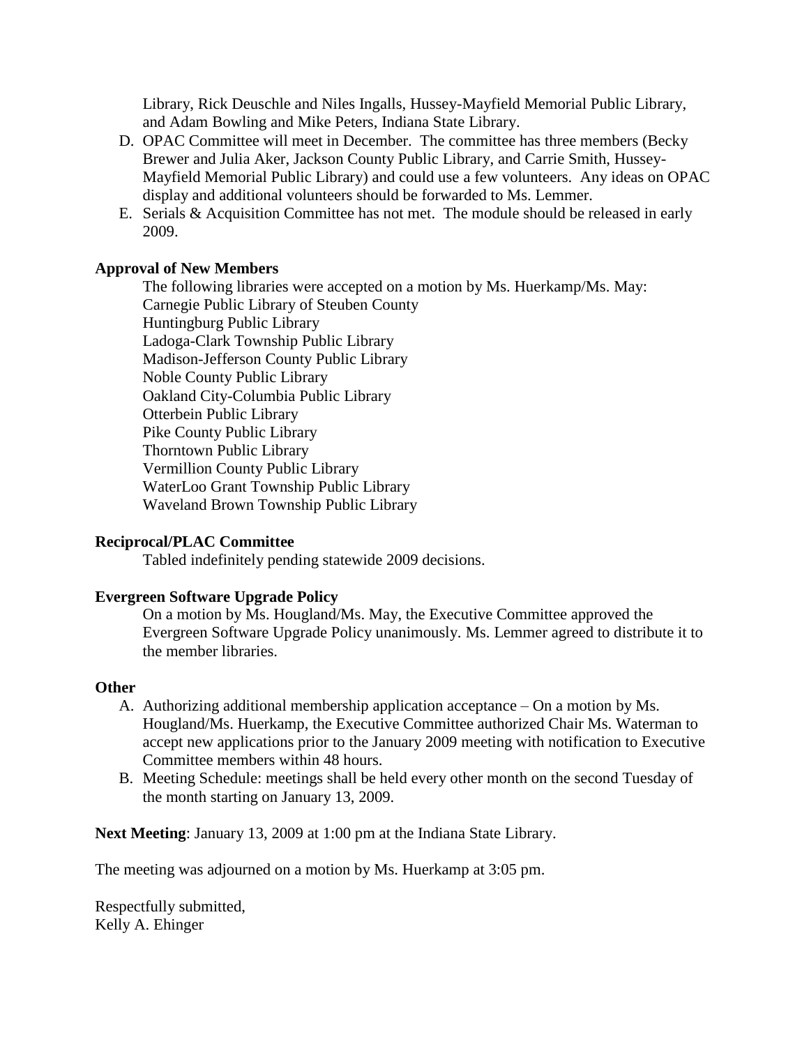Library, Rick Deuschle and Niles Ingalls, Hussey-Mayfield Memorial Public Library, and Adam Bowling and Mike Peters, Indiana State Library.

D. OPAC Committee will meet in December. The committee has three members (Becky Brewer and Julia Aker, Jackson County Public Library, and Carrie Smith, Hussey-Mayfield Memorial Public Library) and could use a few volunteers. Any ideas on OPAC display and additional volunteers should be forwarded to Ms. Lemmer.
E. Serials & Acquisition Committee has not met. The module should be released in early 2009.

**Approval of New Members**

The following libraries were accepted on a motion by Ms. Huerkamp/Ms. May:
Carnegie Public Library of Steuben County
Huntingburg Public Library
Ladoga-Clark Township Public Library
Madison-Jefferson County Public Library
Noble County Public Library
Oakland City-Columbia Public Library
Otterbein Public Library
Pike County Public Library
Thorntown Public Library
Vermillion County Public Library
WaterLoo Grant Township Public Library
Waveland Brown Township Public Library

**Reciprocal/PLAC Committee**

Tabled indefinitely pending statewide 2009 decisions.

**Evergreen Software Upgrade Policy**

On a motion by Ms. Hougland/Ms. May, the Executive Committee approved the Evergreen Software Upgrade Policy unanimously. Ms. Lemmer agreed to distribute it to the member libraries.

**Other**

A. Authorizing additional membership application acceptance – On a motion by Ms. Hougland/Ms. Huerkamp, the Executive Committee authorized Chair Ms. Waterman to accept new applications prior to the January 2009 meeting with notification to Executive Committee members within 48 hours.
B. Meeting Schedule: meetings shall be held every other month on the second Tuesday of the month starting on January 13, 2009.

**Next Meeting**: January 13, 2009 at 1:00 pm at the Indiana State Library.

The meeting was adjourned on a motion by Ms. Huerkamp at 3:05 pm.

Respectfully submitted,
Kelly A. Ehinger